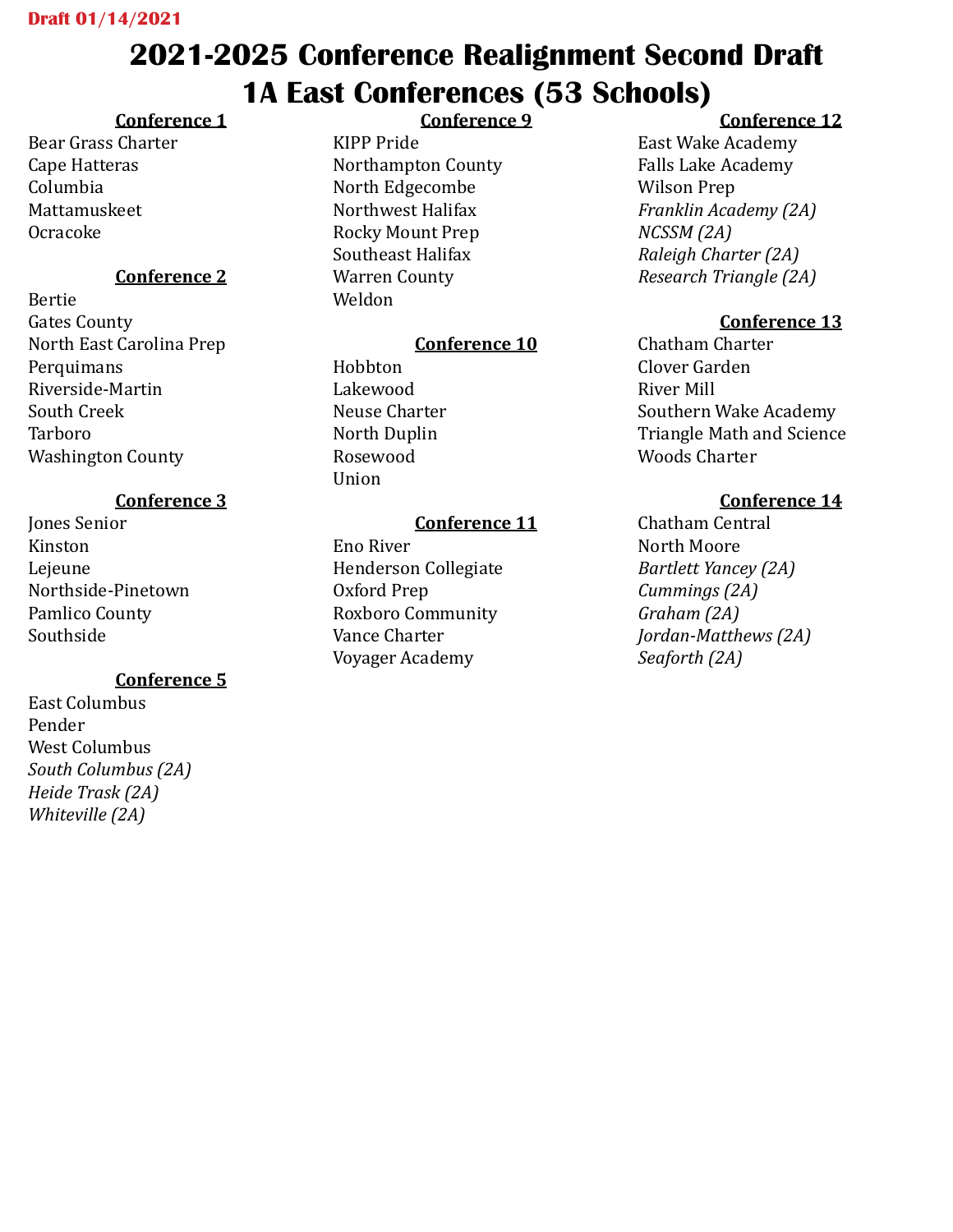Draft 01/14/2021

# 2021-2025 Conference Realignment Second Draft
# 1A East Conferences (53 Schools)

**Conference 1**

Bear Grass Charter
Cape Hatteras
Columbia
Mattamuskeet
Ocracoke

**Conference 2**

Bertie
Gates County
North East Carolina Prep
Perquimans
Riverside-Martin
South Creek
Tarboro
Washington County

**Conference 3**

Jones Senior
Kinston
Lejeune
Northside-Pinetown
Pamlico County
Southside

**Conference 5**

East Columbus
Pender
West Columbus
*South Columbus (2A)*
*Heide Trask (2A)*
*Whiteville (2A)*

**Conference 9**

KIPP Pride
Northampton County
North Edgecombe
Northwest Halifax
Rocky Mount Prep
Southeast Halifax
Warren County
Weldon

**Conference 10**

Hobbton
Lakewood
Neuse Charter
North Duplin
Rosewood
Union

**Conference 11**

Eno River
Henderson Collegiate
Oxford Prep
Roxboro Community
Vance Charter
Voyager Academy

**Conference 12**

East Wake Academy
Falls Lake Academy
Wilson Prep
*Franklin Academy (2A)*
*NCSSM (2A)*
*Raleigh Charter (2A)*
*Research Triangle (2A)*

**Conference 13**

Chatham Charter
Clover Garden
River Mill
Southern Wake Academy
Triangle Math and Science
Woods Charter

**Conference 14**

Chatham Central
North Moore
*Bartlett Yancey (2A)*
*Cummings (2A)*
*Graham (2A)*
*Jordan-Matthews (2A)*
*Seaforth (2A)*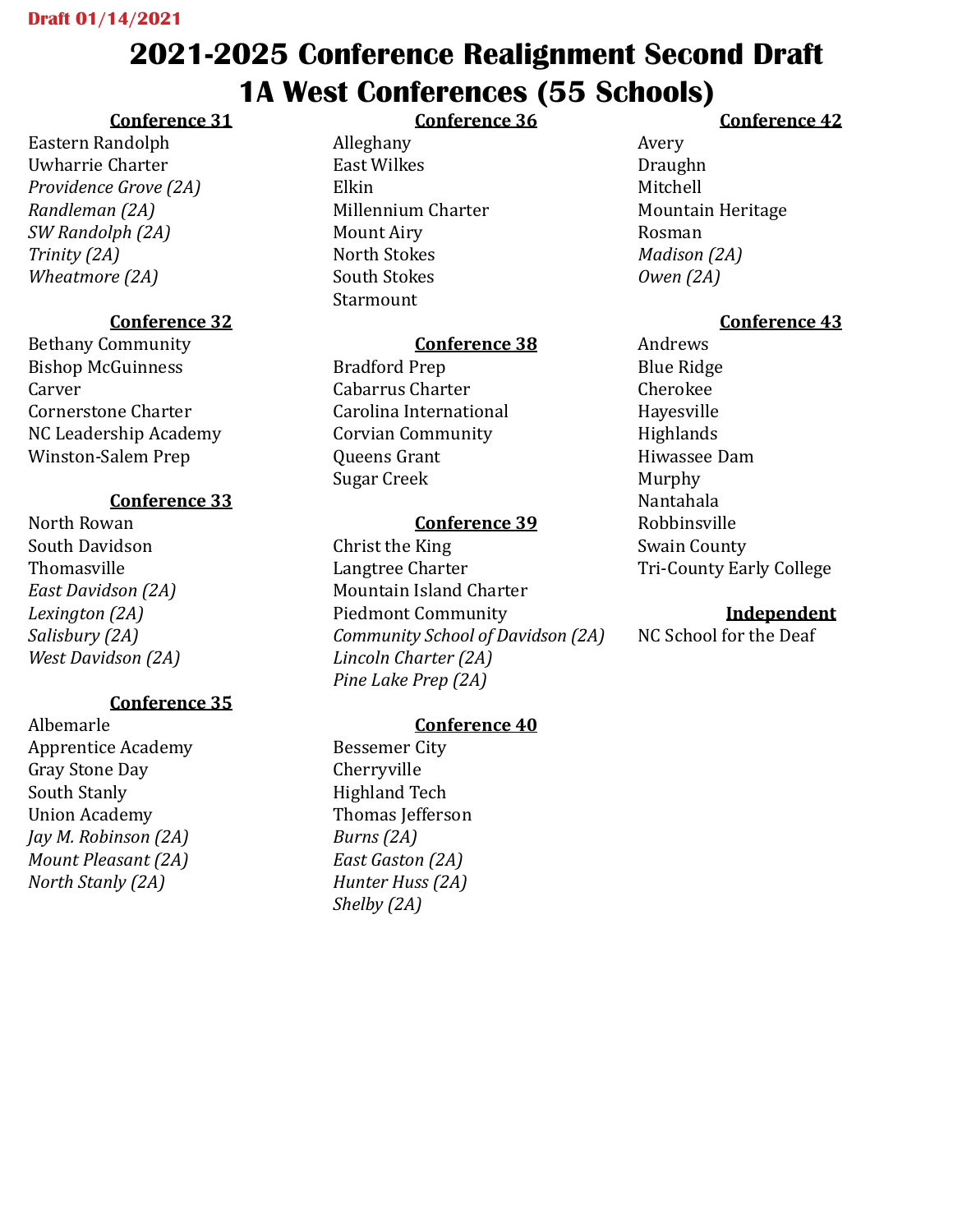Draft 01/14/2021

# 2021-2025 Conference Realignment Second Draft
# 1A West Conferences (55 Schools)

### Conference 31
Eastern Randolph
Uwharrie Charter
*Providence Grove (2A)*
*Randleman (2A)*
*SW Randolph (2A)*
*Trinity (2A)*
*Wheatmore (2A)*

### Conference 32
Bethany Community
Bishop McGuinness
Carver
Cornerstone Charter
NC Leadership Academy
Winston-Salem Prep

### Conference 33
North Rowan
South Davidson
Thomasville
*East Davidson (2A)*
*Lexington (2A)*
*Salisbury (2A)*
*West Davidson (2A)*

### Conference 35
Albemarle
Apprentice Academy
Gray Stone Day
South Stanly
Union Academy
*Jay M. Robinson (2A)*
*Mount Pleasant (2A)*
*North Stanly (2A)*

### Conference 36
Alleghany
East Wilkes
Elkin
Millennium Charter
Mount Airy
North Stokes
South Stokes
Starmount

### Conference 38
Bradford Prep
Cabarrus Charter
Carolina International
Corvian Community
Queens Grant
Sugar Creek

### Conference 39
Christ the King
Langtree Charter
Mountain Island Charter
Piedmont Community
*Community School of Davidson (2A)*
*Lincoln Charter (2A)*
*Pine Lake Prep (2A)*

### Conference 40
Bessemer City
Cherryville
Highland Tech
Thomas Jefferson
*Burns (2A)*
*East Gaston (2A)*
*Hunter Huss (2A)*
*Shelby (2A)*

### Conference 42
Avery
Draughn
Mitchell
Mountain Heritage
Rosman
*Madison (2A)*
*Owen (2A)*

### Conference 43
Andrews
Blue Ridge
Cherokee
Hayesville
Highlands
Hiwassee Dam
Murphy
Nantahala
Robbinsville
Swain County
Tri-County Early College

### Independent
NC School for the Deaf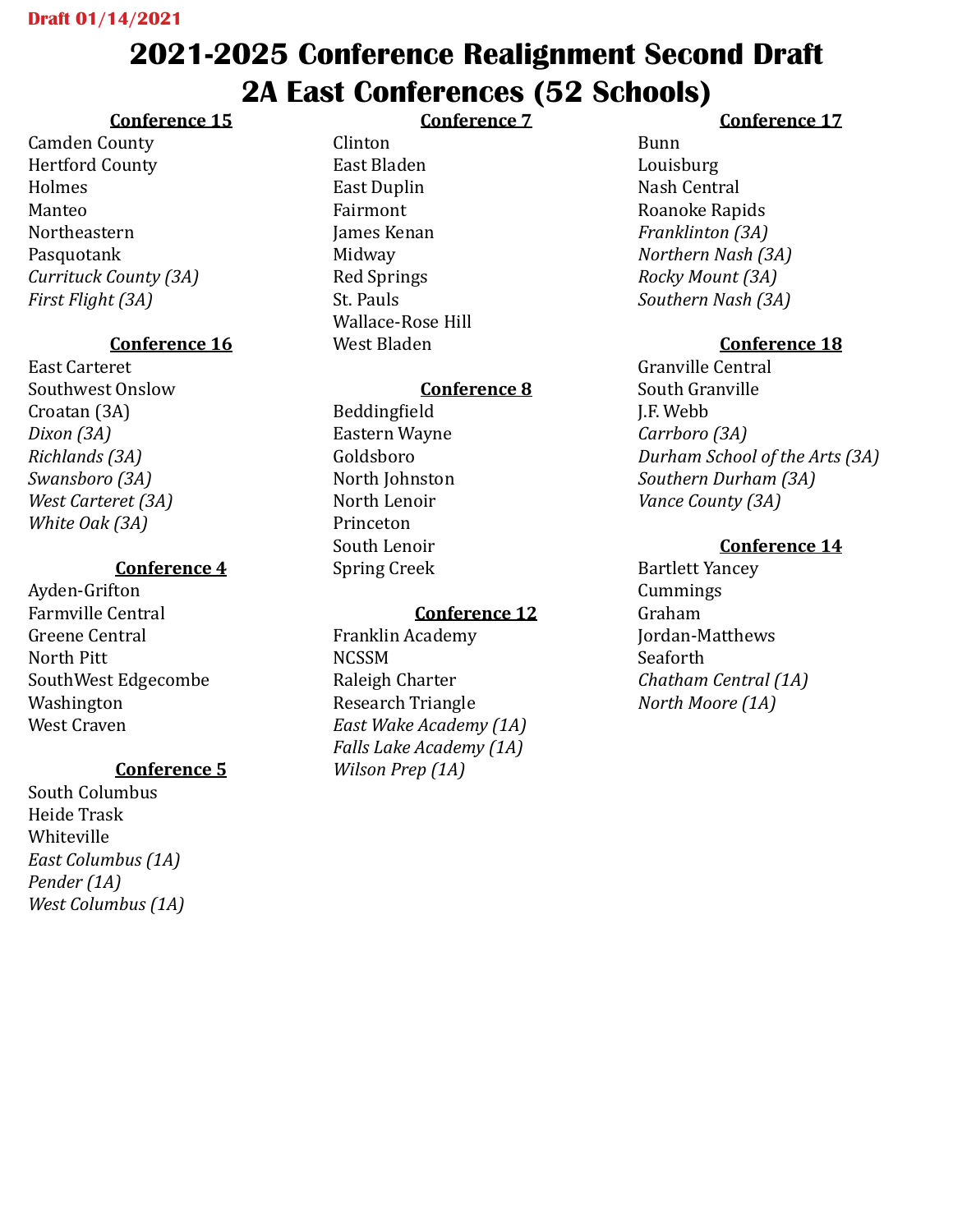**Draft 01/14/2021**

# 2021-2025 Conference Realignment Second Draft
# 2A East Conferences (52 Schools)

**Conference 15**

Camden County
Hertford County
Holmes
Manteo
Northeastern
Pasquotank
*Currituck County (3A)*
*First Flight (3A)*

**Conference 16**

East Carteret
Southwest Onslow
Croatan (3A)
*Dixon (3A)*
*Richlands (3A)*
*Swansboro (3A)*
*West Carteret (3A)*
*White Oak (3A)*

**Conference 4**

Ayden-Grifton
Farmville Central
Greene Central
North Pitt
SouthWest Edgecombe
Washington
West Craven

**Conference 5**

South Columbus
Heide Trask
Whiteville
*East Columbus (1A)*
*Pender (1A)*
*West Columbus (1A)*

**Conference 7**

Clinton
East Bladen
East Duplin
Fairmont
James Kenan
Midway
Red Springs
St. Pauls
Wallace-Rose Hill
West Bladen

**Conference 8**

Beddingfield
Eastern Wayne
Goldsboro
North Johnston
North Lenoir
Princeton
South Lenoir
Spring Creek

**Conference 12**

Franklin Academy
NCSSM
Raleigh Charter
Research Triangle
*East Wake Academy (1A)*
*Falls Lake Academy (1A)*
*Wilson Prep (1A)*

**Conference 17**

Bunn
Louisburg
Nash Central
Roanoke Rapids
*Franklinton (3A)*
*Northern Nash (3A)*
*Rocky Mount (3A)*
*Southern Nash (3A)*

**Conference 18**

Granville Central
South Granville
J.F. Webb
*Carrboro (3A)*
*Durham School of the Arts (3A)*
*Southern Durham (3A)*
*Vance County (3A)*

**Conference 14**

Bartlett Yancey
Cummings
Graham
Jordan-Matthews
Seaforth
*Chatham Central (1A)*
*North Moore (1A)*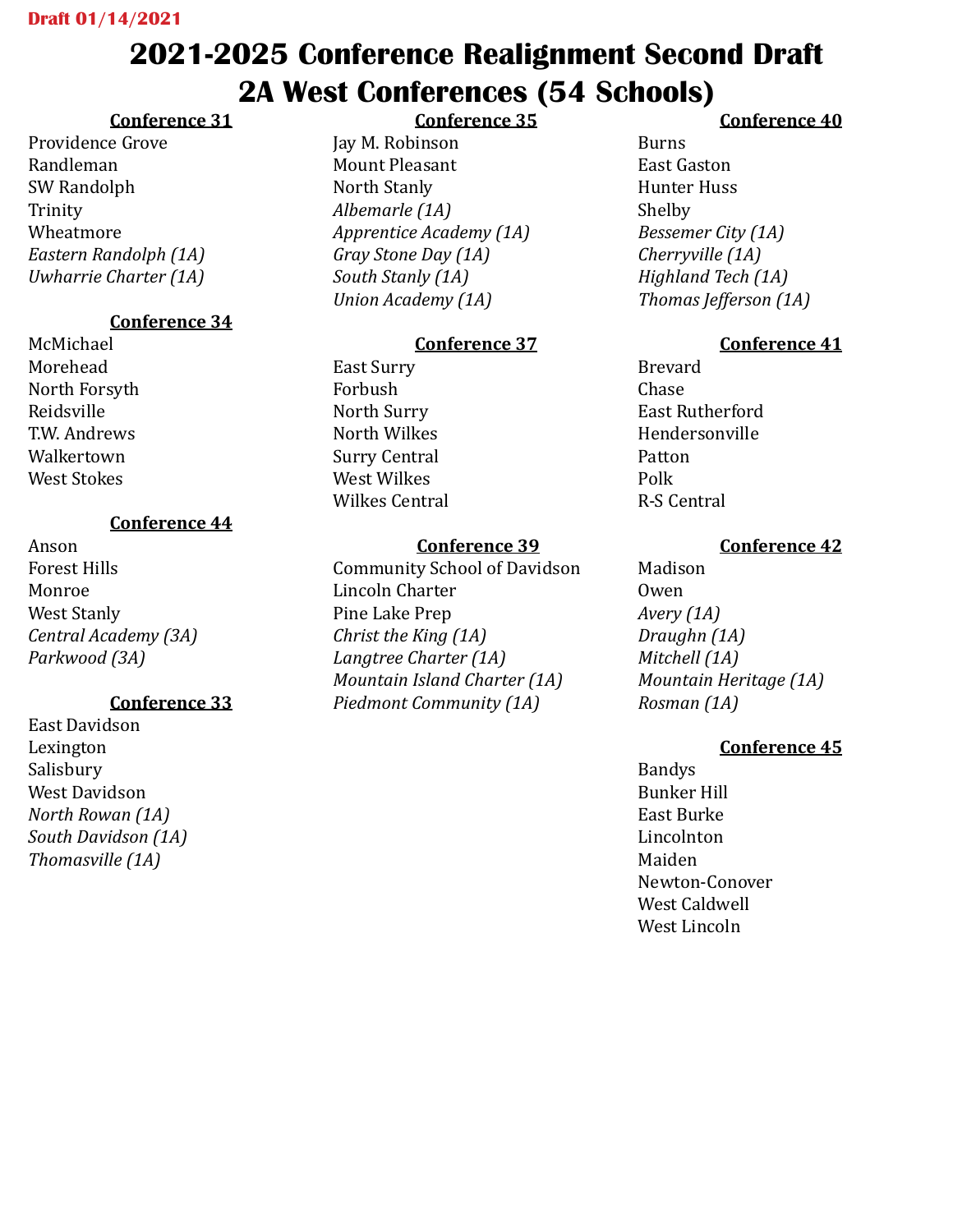Draft 01/14/2021

# 2021-2025 Conference Realignment Second Draft
# 2A West Conferences (54 Schools)

**Conference 31**

Providence Grove
Randleman
SW Randolph
Trinity
Wheatmore
*Eastern Randolph (1A)*
*Uwharrie Charter (1A)*

**Conference 34**

McMichael
Morehead
North Forsyth
Reidsville
T.W. Andrews
Walkertown
West Stokes

**Conference 44**

Anson
Forest Hills
Monroe
West Stanly
*Central Academy (3A)*
*Parkwood (3A)*

**Conference 33**

East Davidson
Lexington
Salisbury
West Davidson
*North Rowan (1A)*
*South Davidson (1A)*
*Thomasville (1A)*

**Conference 35**

Jay M. Robinson
Mount Pleasant
North Stanly
*Albemarle (1A)*
*Apprentice Academy (1A)*
*Gray Stone Day (1A)*
*South Stanly (1A)*
*Union Academy (1A)*

**Conference 37**

East Surry
Forbush
North Surry
North Wilkes
Surry Central
West Wilkes
Wilkes Central

**Conference 39**

Community School of Davidson
Lincoln Charter
Pine Lake Prep
*Christ the King (1A)*
*Langtree Charter (1A)*
*Mountain Island Charter (1A)*
*Piedmont Community (1A)*

**Conference 40**

Burns
East Gaston
Hunter Huss
Shelby
*Bessemer City (1A)*
*Cherryville (1A)*
*Highland Tech (1A)*
*Thomas Jefferson (1A)*

**Conference 41**

Brevard
Chase
East Rutherford
Hendersonville
Patton
Polk
R-S Central

**Conference 42**

Madison
Owen
*Avery (1A)*
*Draughn (1A)*
*Mitchell (1A)*
*Mountain Heritage (1A)*
*Rosman (1A)*

**Conference 45**

Bandys
Bunker Hill
East Burke
Lincolnton
Maiden
Newton-Conover
West Caldwell
West Lincoln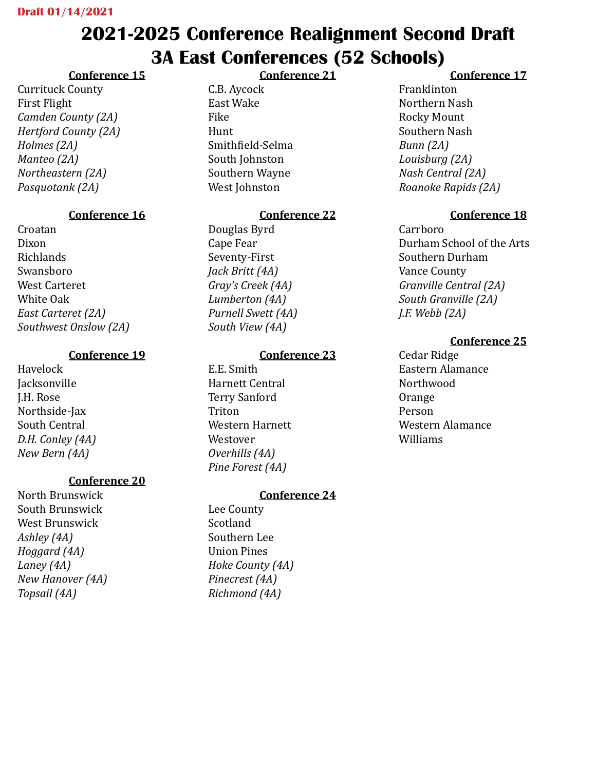**Draft 01/14/2021**

# 2021-2025 Conference Realignment Second Draft
# 3A East Conferences (52 Schools)

**Conference 15**

Currituck County
First Flight
*Camden County (2A)*
*Hertford County (2A)*
*Holmes (2A)*
*Manteo (2A)*
*Northeastern (2A)*
*Pasquotank (2A)*

**Conference 16**

Croatan
Dixon
Richlands
Swansboro
West Carteret
White Oak
*East Carteret (2A)*
*Southwest Onslow (2A)*

**Conference 19**

Havelock
Jacksonville
J.H. Rose
Northside-Jax
South Central
*D.H. Conley (4A)*
*New Bern (4A)*

**Conference 20**

North Brunswick
South Brunswick
West Brunswick
*Ashley (4A)*
*Hoggard (4A)*
*Laney (4A)*
*New Hanover (4A)*
*Topsail (4A)*

**Conference 21**

C.B. Aycock
East Wake
Fike
Hunt
Smithfield-Selma
South Johnston
Southern Wayne
West Johnston

**Conference 22**

Douglas Byrd
Cape Fear
Seventy-First
*Jack Britt (4A)*
*Gray's Creek (4A)*
*Lumberton (4A)*
*Purnell Swett (4A)*
*South View (4A)*

**Conference 23**

E.E. Smith
Harnett Central
Terry Sanford
Triton
Western Harnett
Westover
*Overhills (4A)*
*Pine Forest (4A)*

**Conference 24**

Lee County
Scotland
Southern Lee
Union Pines
*Hoke County (4A)*
*Pinecrest (4A)*
*Richmond (4A)*

**Conference 17**

Franklinton
Northern Nash
Rocky Mount
Southern Nash
*Bunn (2A)*
*Louisburg (2A)*
*Nash Central (2A)*
*Roanoke Rapids (2A)*

**Conference 18**

Carrboro
Durham School of the Arts
Southern Durham
Vance County
*Granville Central (2A)*
*South Granville (2A)*
*J.F. Webb (2A)*

**Conference 25**

Cedar Ridge
Eastern Alamance
Northwood
Orange
Person
Western Alamance
Williams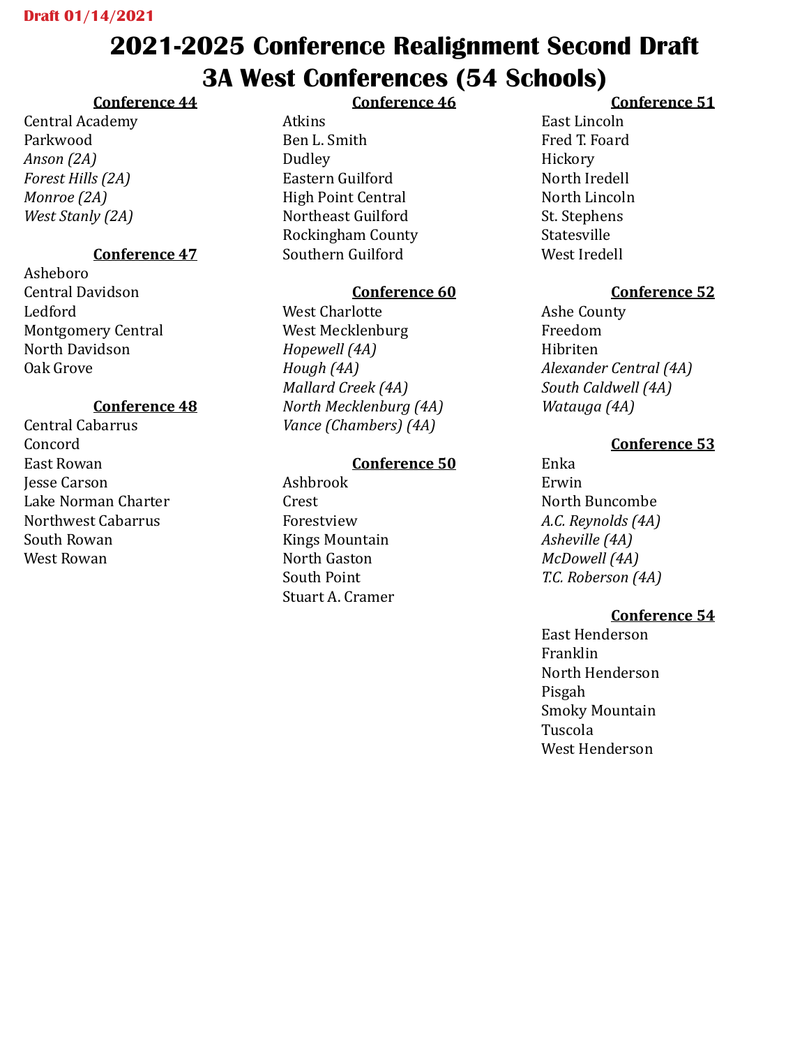**Draft 01/14/2021**

# 2021-2025 Conference Realignment Second Draft
# 3A West Conferences (54 Schools)

**Conference 44**

Central Academy
Parkwood
*Anson (2A)*
*Forest Hills (2A)*
*Monroe (2A)*
*West Stanly (2A)*

**Conference 47**

Asheboro
Central Davidson
Ledford
Montgomery Central
North Davidson
Oak Grove

**Conference 48**

Central Cabarrus
Concord
East Rowan
Jesse Carson
Lake Norman Charter
Northwest Cabarrus
South Rowan
West Rowan

**Conference 46**

Atkins
Ben L. Smith
Dudley
Eastern Guilford
High Point Central
Northeast Guilford
Rockingham County
Southern Guilford

**Conference 60**

West Charlotte
West Mecklenburg
*Hopewell (4A)*
*Hough (4A)*
*Mallard Creek (4A)*
*North Mecklenburg (4A)*
*Vance (Chambers) (4A)*

**Conference 50**

Ashbrook
Crest
Forestview
Kings Mountain
North Gaston
South Point
Stuart A. Cramer

**Conference 51**

East Lincoln
Fred T. Foard
Hickory
North Iredell
North Lincoln
St. Stephens
Statesville
West Iredell

**Conference 52**

Ashe County
Freedom
Hibriten
*Alexander Central (4A)*
*South Caldwell (4A)*
*Watauga (4A)*

**Conference 53**

Enka
Erwin
North Buncombe
*A.C. Reynolds (4A)*
*Asheville (4A)*
*McDowell (4A)*
*T.C. Roberson (4A)*

**Conference 54**

East Henderson
Franklin
North Henderson
Pisgah
Smoky Mountain
Tuscola
West Henderson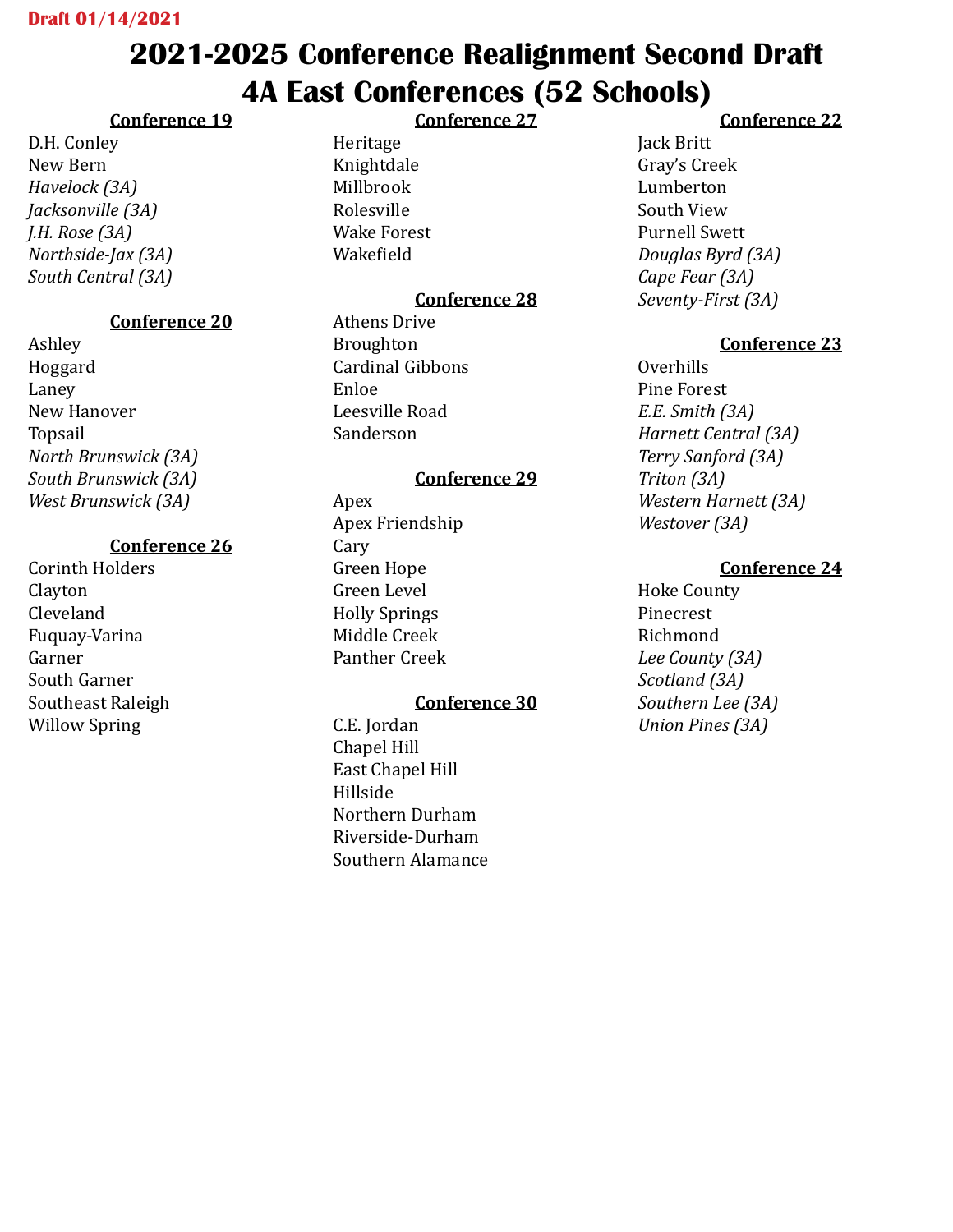Draft 01/14/2021

# 2021-2025 Conference Realignment Second Draft
# 4A East Conferences (52 Schools)

### Conference 19
D.H. Conley
New Bern
*Havelock (3A)*
*Jacksonville (3A)*
*J.H. Rose (3A)*
*Northside-Jax (3A)*
*South Central (3A)*

### Conference 20
Ashley
Hoggard
Laney
New Hanover
Topsail
*North Brunswick (3A)*
*South Brunswick (3A)*
*West Brunswick (3A)*

### Conference 26
Corinth Holders
Clayton
Cleveland
Fuquay-Varina
Garner
South Garner
Southeast Raleigh
Willow Spring

### Conference 27
Heritage
Knightdale
Millbrook
Rolesville
Wake Forest
Wakefield

### Conference 28
Athens Drive
Broughton
Cardinal Gibbons
Enloe
Leesville Road
Sanderson

### Conference 29
Apex
Apex Friendship
Cary
Green Hope
Green Level
Holly Springs
Middle Creek
Panther Creek

### Conference 30
C.E. Jordan
Chapel Hill
East Chapel Hill
Hillside
Northern Durham
Riverside-Durham
Southern Alamance

### Conference 22
Jack Britt
Gray's Creek
Lumberton
South View
Purnell Swett
*Douglas Byrd (3A)*
*Cape Fear (3A)*
*Seventy-First (3A)*

### Conference 23
Overhills
Pine Forest
*E.E. Smith (3A)*
*Harnett Central (3A)*
*Terry Sanford (3A)*
*Triton (3A)*
*Western Harnett (3A)*
*Westover (3A)*

### Conference 24
Hoke County
Pinecrest
Richmond
*Lee County (3A)*
*Scotland (3A)*
*Southern Lee (3A)*
*Union Pines (3A)*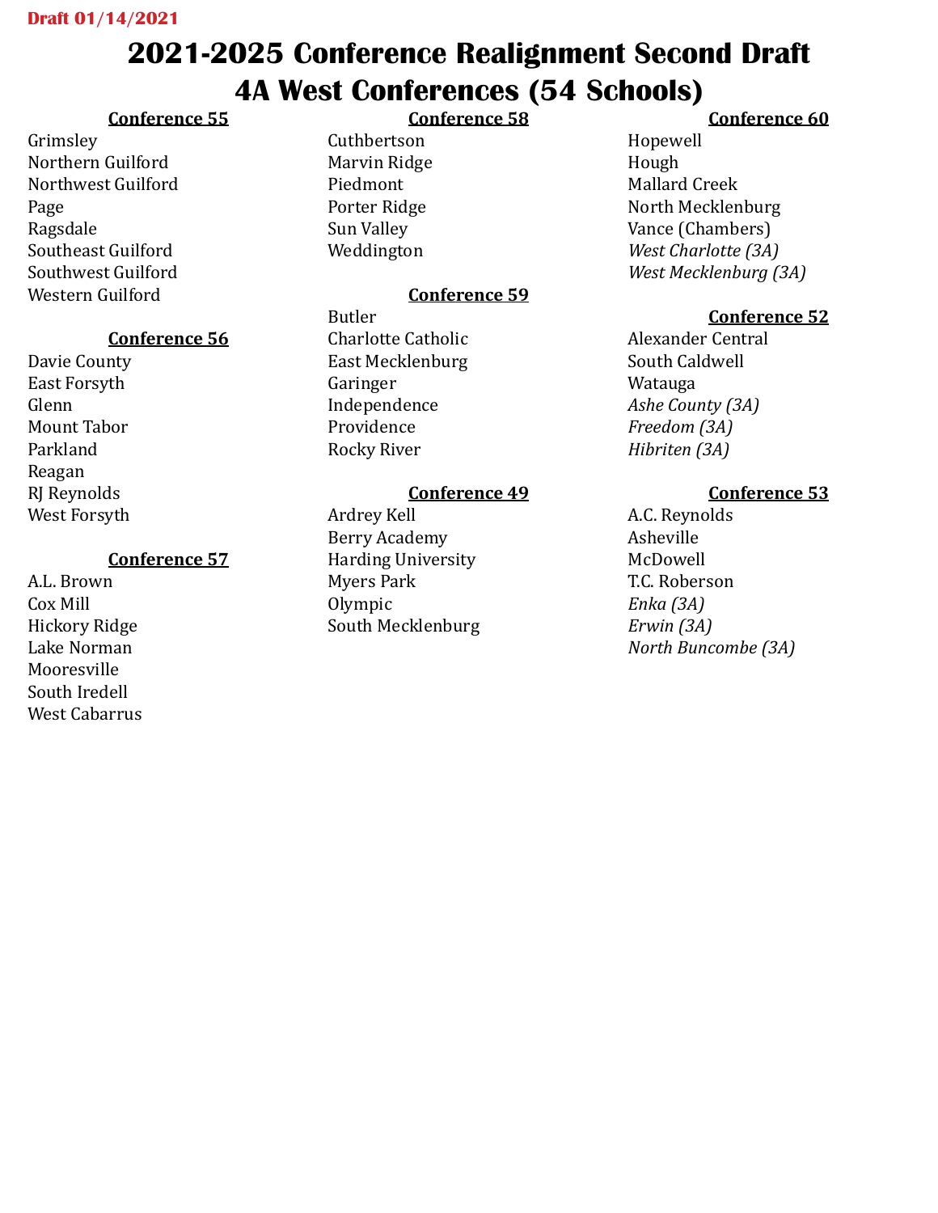Draft 01/14/2021

# 2021-2025 Conference Realignment Second Draft
# 4A West Conferences (54 Schools)

**Conference 55**

Grimsley
Northern Guilford
Northwest Guilford
Page
Ragsdale
Southeast Guilford
Southwest Guilford
Western Guilford

**Conference 56**

Davie County
East Forsyth
Glenn
Mount Tabor
Parkland
Reagan
RJ Reynolds
West Forsyth

**Conference 57**

A.L. Brown
Cox Mill
Hickory Ridge
Lake Norman
Mooresville
South Iredell
West Cabarrus

**Conference 58**

Cuthbertson
Marvin Ridge
Piedmont
Porter Ridge
Sun Valley
Weddington

**Conference 59**

Butler
Charlotte Catholic
East Mecklenburg
Garinger
Independence
Providence
Rocky River

**Conference 49**

Ardrey Kell
Berry Academy
Harding University
Myers Park
Olympic
South Mecklenburg

**Conference 60**

Hopewell
Hough
Mallard Creek
North Mecklenburg
Vance (Chambers)
*West Charlotte (3A)*
*West Mecklenburg (3A)*

**Conference 52**

Alexander Central
South Caldwell
Watauga
*Ashe County (3A)*
*Freedom (3A)*
*Hibriten (3A)*

**Conference 53**

A.C. Reynolds
Asheville
McDowell
T.C. Roberson
*Enka (3A)*
*Erwin (3A)*
*North Buncombe (3A)*